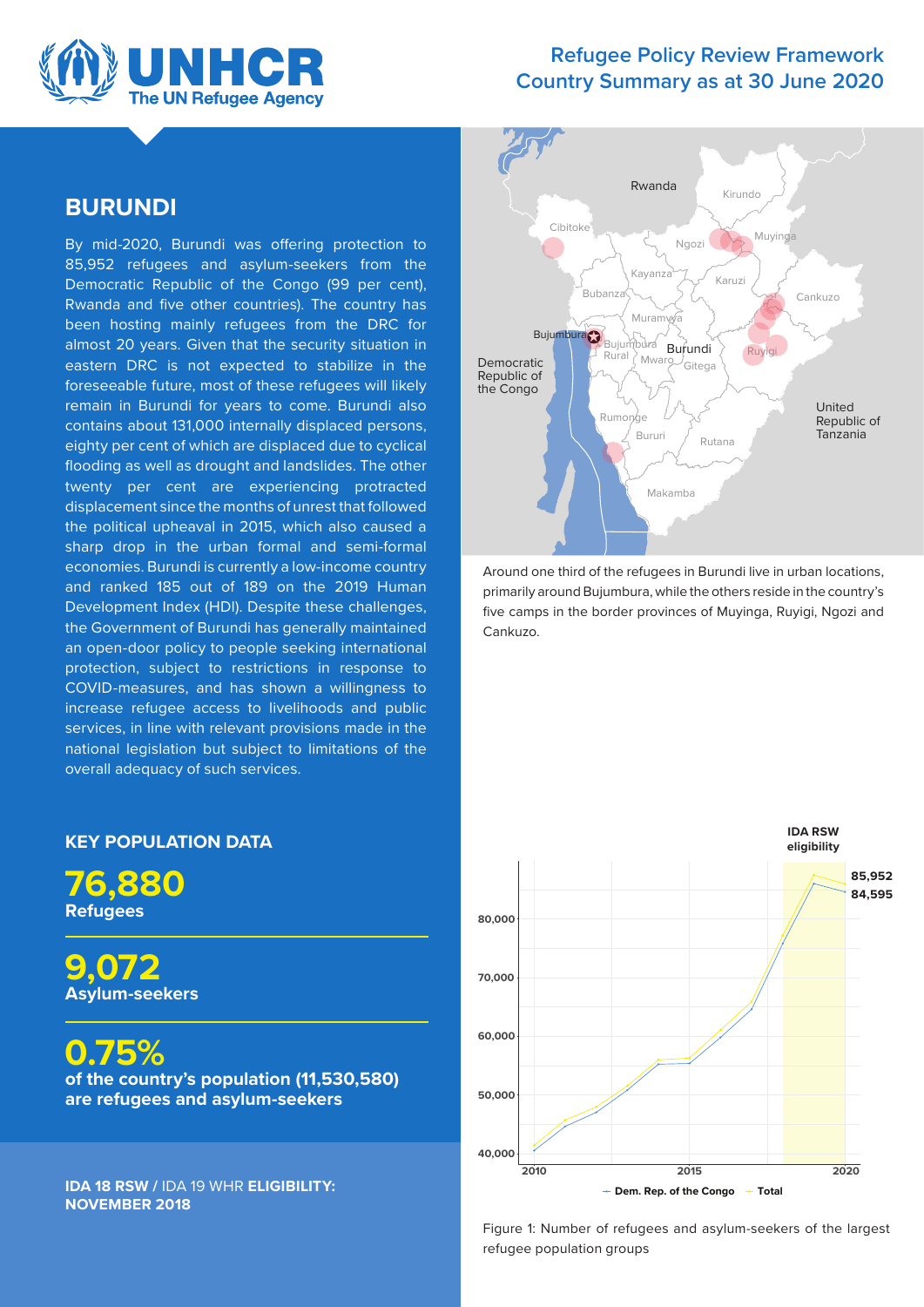# Refugee Policy Review Framework Country Summary as at 30 June 2020

## BURUNDI

By mid-2020, Burundi was offering protection to 85,952 refugees and asylum-seekers from the Democratic Republic of the Congo (99 per cent), Rwanda and five other countries). The country has been hosting mainly refugees from the DRC for almost 20 years. Given that the security situation in eastern DRC is not expected to stabilize in the foreseeable future, most of these refugees will likely remain in Burundi for years to come. Burundi also contains about 131,000 internally displaced persons, eighty per cent of which are displaced due to cyclical flooding as well as drought and landslides. The other twenty per cent are experiencing protracted displacement since the months of unrest that followed the political upheaval in 2015, which also caused a sharp drop in the urban formal and semi-formal economies. Burundi is currently a low-income country and ranked 185 out of 189 on the 2019 Human Development Index (HDI). Despite these challenges, the Government of Burundi has generally maintained an open-door policy to people seeking international protection, subject to restrictions in response to COVID-measures, and has shown a willingness to increase refugee access to livelihoods and public services, in line with relevant provisions made in the national legislation but subject to limitations of the overall adequacy of such services.

Around one third of the refugees in Burundi live in urban locations, primarily around Bujumbura, while the others reside in the country's five camps in the border provinces of Muyinga, Ruyigi, Ngozi and Cankuzo.

## KEY POPULATION DATA

**76,880**
**Refugees**

**9,072**
**Asylum-seekers**

**0.75%**
**of the country's population (11,530,580) are refugees and asylum-seekers**

**IDA 18 RSW** / IDA 19 WHR **ELIGIBILITY: NOVEMBER 2018**

Figure 1: Number of refugees and asylum-seekers of the largest refugee population groups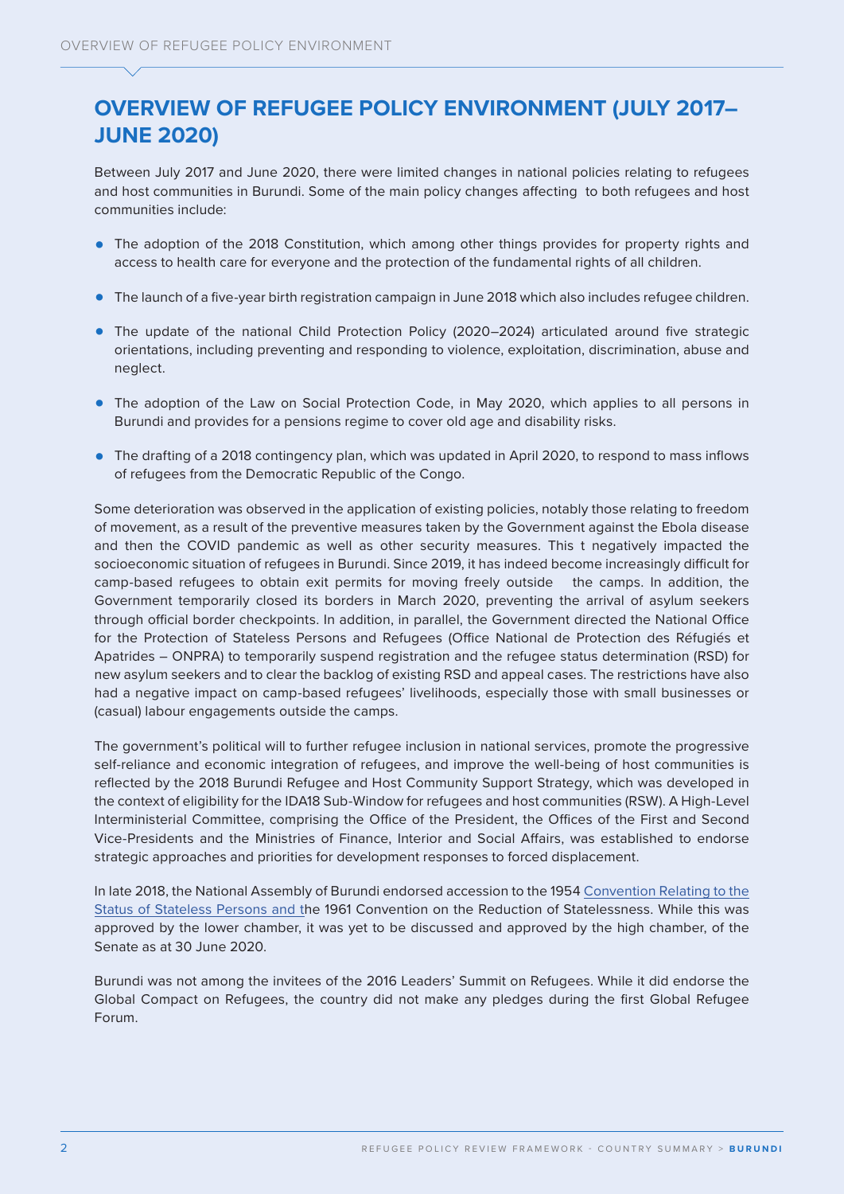# OVERVIEW OF REFUGEE POLICY ENVIRONMENT (JULY 2017–JUNE 2020)

Between July 2017 and June 2020, there were limited changes in national policies relating to refugees and host communities in Burundi. Some of the main policy changes affecting to both refugees and host communities include:

- The adoption of the 2018 Constitution, which among other things provides for property rights and access to health care for everyone and the protection of the fundamental rights of all children.
- The launch of a five-year birth registration campaign in June 2018 which also includes refugee children.
- The update of the national Child Protection Policy (2020–2024) articulated around five strategic orientations, including preventing and responding to violence, exploitation, discrimination, abuse and neglect.
- The adoption of the Law on Social Protection Code, in May 2020, which applies to all persons in Burundi and provides for a pensions regime to cover old age and disability risks.
- The drafting of a 2018 contingency plan, which was updated in April 2020, to respond to mass inflows of refugees from the Democratic Republic of the Congo.

Some deterioration was observed in the application of existing policies, notably those relating to freedom of movement, as a result of the preventive measures taken by the Government against the Ebola disease and then the COVID pandemic as well as other security measures. This t negatively impacted the socioeconomic situation of refugees in Burundi. Since 2019, it has indeed become increasingly difficult for camp-based refugees to obtain exit permits for moving freely outside the camps. In addition, the Government temporarily closed its borders in March 2020, preventing the arrival of asylum seekers through official border checkpoints. In addition, in parallel, the Government directed the National Office for the Protection of Stateless Persons and Refugees (Office National de Protection des Réfugiés et Apatrides – ONPRA) to temporarily suspend registration and the refugee status determination (RSD) for new asylum seekers and to clear the backlog of existing RSD and appeal cases. The restrictions have also had a negative impact on camp-based refugees' livelihoods, especially those with small businesses or (casual) labour engagements outside the camps.

The government's political will to further refugee inclusion in national services, promote the progressive self-reliance and economic integration of refugees, and improve the well-being of host communities is reflected by the 2018 Burundi Refugee and Host Community Support Strategy, which was developed in the context of eligibility for the IDA18 Sub-Window for refugees and host communities (RSW). A High-Level Interministerial Committee, comprising the Office of the President, the Offices of the First and Second Vice-Presidents and the Ministries of Finance, Interior and Social Affairs, was established to endorse strategic approaches and priorities for development responses to forced displacement.

In late 2018, the National Assembly of Burundi endorsed accession to the 1954 Convention Relating to the Status of Stateless Persons and the 1961 Convention on the Reduction of Statelessness. While this was approved by the lower chamber, it was yet to be discussed and approved by the high chamber, of the Senate as at 30 June 2020.

Burundi was not among the invitees of the 2016 Leaders' Summit on Refugees. While it did endorse the Global Compact on Refugees, the country did not make any pledges during the first Global Refugee Forum.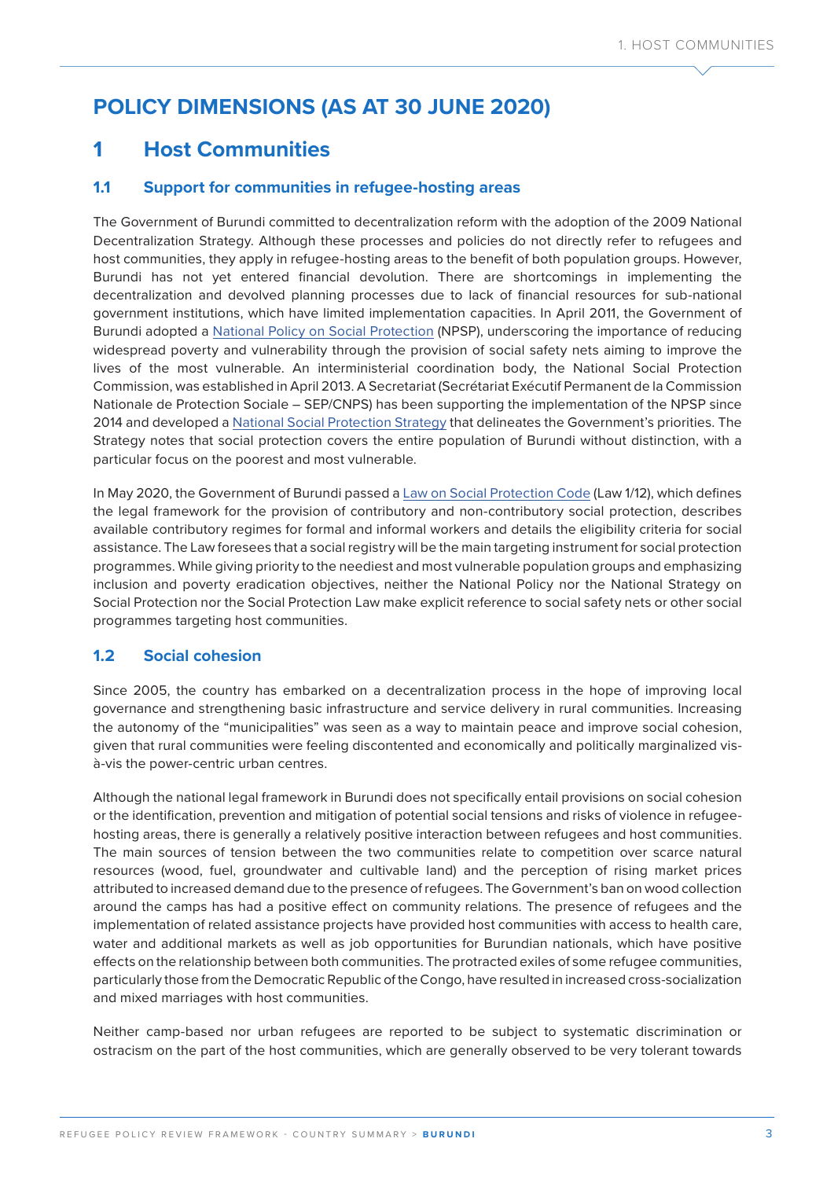# POLICY DIMENSIONS (AS AT 30 JUNE 2020)

## 1 Host Communities

### 1.1 Support for communities in refugee-hosting areas

The Government of Burundi committed to decentralization reform with the adoption of the 2009 National Decentralization Strategy. Although these processes and policies do not directly refer to refugees and host communities, they apply in refugee-hosting areas to the benefit of both population groups. However, Burundi has not yet entered financial devolution. There are shortcomings in implementing the decentralization and devolved planning processes due to lack of financial resources for sub-national government institutions, which have limited implementation capacities. In April 2011, the Government of Burundi adopted a National Policy on Social Protection (NPSP), underscoring the importance of reducing widespread poverty and vulnerability through the provision of social safety nets aiming to improve the lives of the most vulnerable. An interministerial coordination body, the National Social Protection Commission, was established in April 2013. A Secretariat (Secrétariat Exécutif Permanent de la Commission Nationale de Protection Sociale – SEP/CNPS) has been supporting the implementation of the NPSP since 2014 and developed a National Social Protection Strategy that delineates the Government's priorities. The Strategy notes that social protection covers the entire population of Burundi without distinction, with a particular focus on the poorest and most vulnerable.

In May 2020, the Government of Burundi passed a Law on Social Protection Code (Law 1/12), which defines the legal framework for the provision of contributory and non-contributory social protection, describes available contributory regimes for formal and informal workers and details the eligibility criteria for social assistance. The Law foresees that a social registry will be the main targeting instrument for social protection programmes. While giving priority to the neediest and most vulnerable population groups and emphasizing inclusion and poverty eradication objectives, neither the National Policy nor the National Strategy on Social Protection nor the Social Protection Law make explicit reference to social safety nets or other social programmes targeting host communities.

### 1.2 Social cohesion

Since 2005, the country has embarked on a decentralization process in the hope of improving local governance and strengthening basic infrastructure and service delivery in rural communities. Increasing the autonomy of the "municipalities" was seen as a way to maintain peace and improve social cohesion, given that rural communities were feeling discontented and economically and politically marginalized vis-à-vis the power-centric urban centres.

Although the national legal framework in Burundi does not specifically entail provisions on social cohesion or the identification, prevention and mitigation of potential social tensions and risks of violence in refugee-hosting areas, there is generally a relatively positive interaction between refugees and host communities. The main sources of tension between the two communities relate to competition over scarce natural resources (wood, fuel, groundwater and cultivable land) and the perception of rising market prices attributed to increased demand due to the presence of refugees. The Government's ban on wood collection around the camps has had a positive effect on community relations. The presence of refugees and the implementation of related assistance projects have provided host communities with access to health care, water and additional markets as well as job opportunities for Burundian nationals, which have positive effects on the relationship between both communities. The protracted exiles of some refugee communities, particularly those from the Democratic Republic of the Congo, have resulted in increased cross-socialization and mixed marriages with host communities.

Neither camp-based nor urban refugees are reported to be subject to systematic discrimination or ostracism on the part of the host communities, which are generally observed to be very tolerant towards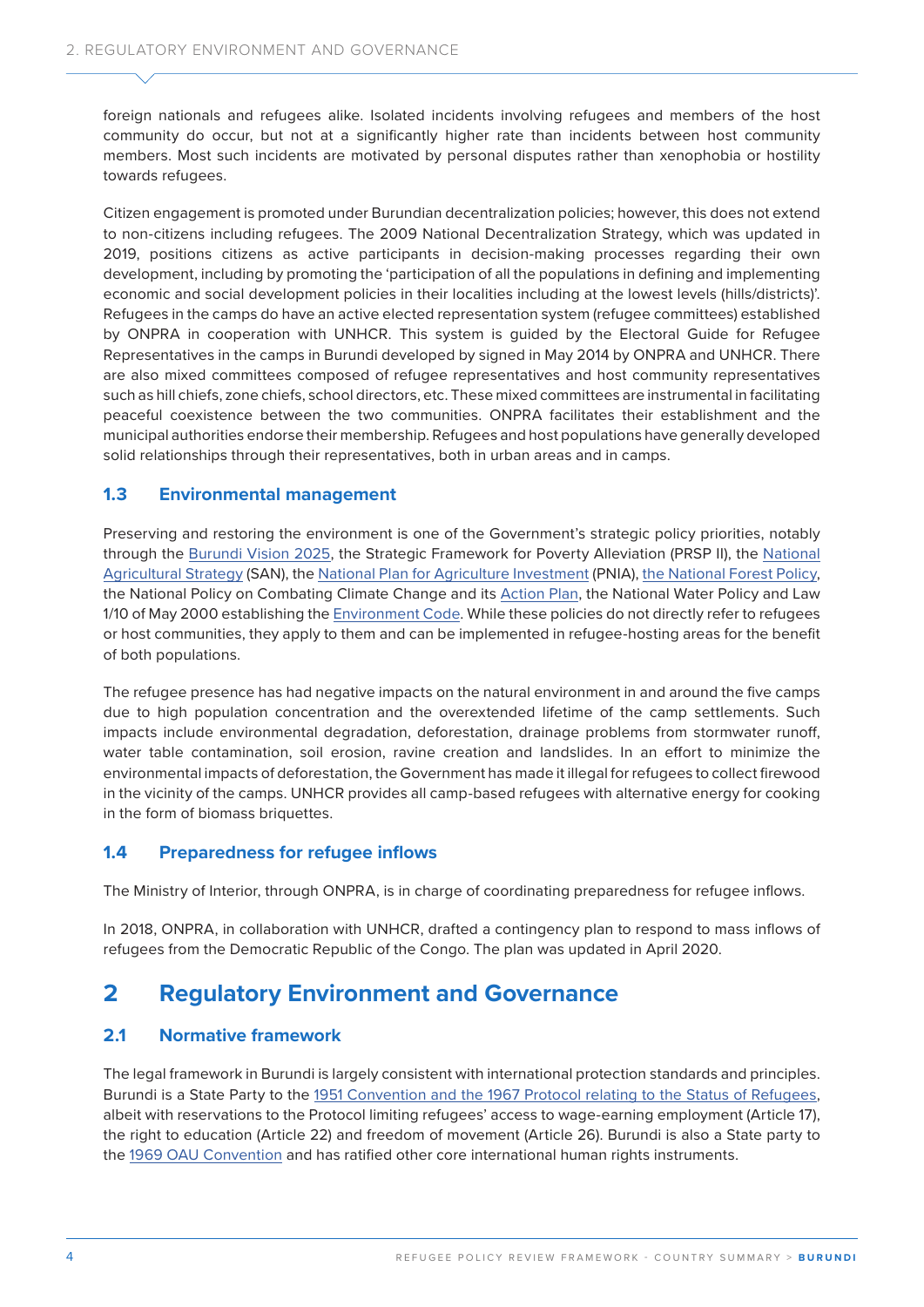foreign nationals and refugees alike. Isolated incidents involving refugees and members of the host community do occur, but not at a significantly higher rate than incidents between host community members. Most such incidents are motivated by personal disputes rather than xenophobia or hostility towards refugees.

Citizen engagement is promoted under Burundian decentralization policies; however, this does not extend to non-citizens including refugees. The 2009 National Decentralization Strategy, which was updated in 2019, positions citizens as active participants in decision-making processes regarding their own development, including by promoting the 'participation of all the populations in defining and implementing economic and social development policies in their localities including at the lowest levels (hills/districts)'. Refugees in the camps do have an active elected representation system (refugee committees) established by ONPRA in cooperation with UNHCR. This system is guided by the Electoral Guide for Refugee Representatives in the camps in Burundi developed by signed in May 2014 by ONPRA and UNHCR. There are also mixed committees composed of refugee representatives and host community representatives such as hill chiefs, zone chiefs, school directors, etc. These mixed committees are instrumental in facilitating peaceful coexistence between the two communities. ONPRA facilitates their establishment and the municipal authorities endorse their membership. Refugees and host populations have generally developed solid relationships through their representatives, both in urban areas and in camps.

### 1.3 Environmental management

Preserving and restoring the environment is one of the Government's strategic policy priorities, notably through the Burundi Vision 2025, the Strategic Framework for Poverty Alleviation (PRSP II), the National Agricultural Strategy (SAN), the National Plan for Agriculture Investment (PNIA), the National Forest Policy, the National Policy on Combating Climate Change and its Action Plan, the National Water Policy and Law 1/10 of May 2000 establishing the Environment Code. While these policies do not directly refer to refugees or host communities, they apply to them and can be implemented in refugee-hosting areas for the benefit of both populations.

The refugee presence has had negative impacts on the natural environment in and around the five camps due to high population concentration and the overextended lifetime of the camp settlements. Such impacts include environmental degradation, deforestation, drainage problems from stormwater runoff, water table contamination, soil erosion, ravine creation and landslides. In an effort to minimize the environmental impacts of deforestation, the Government has made it illegal for refugees to collect firewood in the vicinity of the camps. UNHCR provides all camp-based refugees with alternative energy for cooking in the form of biomass briquettes.

### 1.4 Preparedness for refugee inflows

The Ministry of Interior, through ONPRA, is in charge of coordinating preparedness for refugee inflows.

In 2018, ONPRA, in collaboration with UNHCR, drafted a contingency plan to respond to mass inflows of refugees from the Democratic Republic of the Congo. The plan was updated in April 2020.

## 2 Regulatory Environment and Governance

### 2.1 Normative framework

The legal framework in Burundi is largely consistent with international protection standards and principles. Burundi is a State Party to the 1951 Convention and the 1967 Protocol relating to the Status of Refugees, albeit with reservations to the Protocol limiting refugees' access to wage-earning employment (Article 17), the right to education (Article 22) and freedom of movement (Article 26). Burundi is also a State party to the 1969 OAU Convention and has ratified other core international human rights instruments.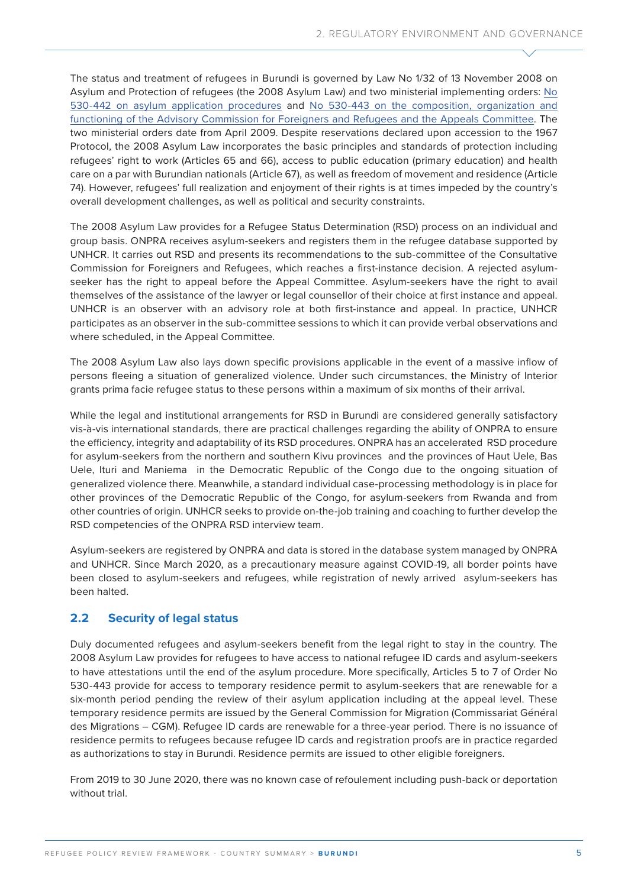The status and treatment of refugees in Burundi is governed by Law No 1/32 of 13 November 2008 on Asylum and Protection of refugees (the 2008 Asylum Law) and two ministerial implementing orders: No 530-442 on asylum application procedures and No 530-443 on the composition, organization and functioning of the Advisory Commission for Foreigners and Refugees and the Appeals Committee. The two ministerial orders date from April 2009. Despite reservations declared upon accession to the 1967 Protocol, the 2008 Asylum Law incorporates the basic principles and standards of protection including refugees' right to work (Articles 65 and 66), access to public education (primary education) and health care on a par with Burundian nationals (Article 67), as well as freedom of movement and residence (Article 74). However, refugees' full realization and enjoyment of their rights is at times impeded by the country's overall development challenges, as well as political and security constraints.

The 2008 Asylum Law provides for a Refugee Status Determination (RSD) process on an individual and group basis. ONPRA receives asylum-seekers and registers them in the refugee database supported by UNHCR. It carries out RSD and presents its recommendations to the sub-committee of the Consultative Commission for Foreigners and Refugees, which reaches a first-instance decision. A rejected asylum-seeker has the right to appeal before the Appeal Committee. Asylum-seekers have the right to avail themselves of the assistance of the lawyer or legal counsellor of their choice at first instance and appeal. UNHCR is an observer with an advisory role at both first-instance and appeal. In practice, UNHCR participates as an observer in the sub-committee sessions to which it can provide verbal observations and where scheduled, in the Appeal Committee.

The 2008 Asylum Law also lays down specific provisions applicable in the event of a massive inflow of persons fleeing a situation of generalized violence. Under such circumstances, the Ministry of Interior grants prima facie refugee status to these persons within a maximum of six months of their arrival.

While the legal and institutional arrangements for RSD in Burundi are considered generally satisfactory vis-à-vis international standards, there are practical challenges regarding the ability of ONPRA to ensure the efficiency, integrity and adaptability of its RSD procedures. ONPRA has an accelerated RSD procedure for asylum-seekers from the northern and southern Kivu provinces and the provinces of Haut Uele, Bas Uele, Ituri and Maniema in the Democratic Republic of the Congo due to the ongoing situation of generalized violence there. Meanwhile, a standard individual case-processing methodology is in place for other provinces of the Democratic Republic of the Congo, for asylum-seekers from Rwanda and from other countries of origin. UNHCR seeks to provide on-the-job training and coaching to further develop the RSD competencies of the ONPRA RSD interview team.

Asylum-seekers are registered by ONPRA and data is stored in the database system managed by ONPRA and UNHCR. Since March 2020, as a precautionary measure against COVID-19, all border points have been closed to asylum-seekers and refugees, while registration of newly arrived asylum-seekers has been halted.

## 2.2 Security of legal status

Duly documented refugees and asylum-seekers benefit from the legal right to stay in the country. The 2008 Asylum Law provides for refugees to have access to national refugee ID cards and asylum-seekers to have attestations until the end of the asylum procedure. More specifically, Articles 5 to 7 of Order No 530-443 provide for access to temporary residence permit to asylum-seekers that are renewable for a six-month period pending the review of their asylum application including at the appeal level. These temporary residence permits are issued by the General Commission for Migration (Commissariat Général des Migrations – CGM). Refugee ID cards are renewable for a three-year period. There is no issuance of residence permits to refugees because refugee ID cards and registration proofs are in practice regarded as authorizations to stay in Burundi. Residence permits are issued to other eligible foreigners.

From 2019 to 30 June 2020, there was no known case of refoulement including push-back or deportation without trial.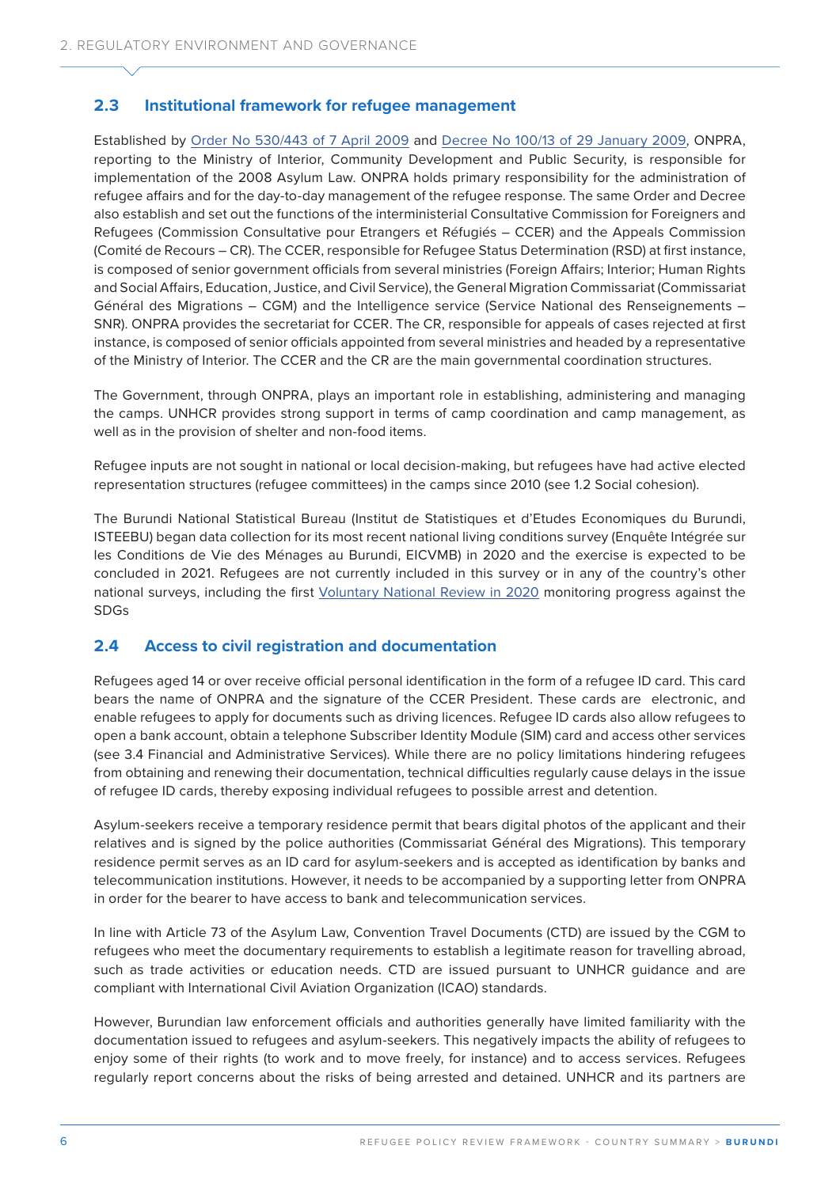## 2.3 Institutional framework for refugee management

Established by Order No 530/443 of 7 April 2009 and Decree No 100/13 of 29 January 2009, ONPRA, reporting to the Ministry of Interior, Community Development and Public Security, is responsible for implementation of the 2008 Asylum Law. ONPRA holds primary responsibility for the administration of refugee affairs and for the day-to-day management of the refugee response. The same Order and Decree also establish and set out the functions of the interministerial Consultative Commission for Foreigners and Refugees (Commission Consultative pour Etrangers et Réfugiés – CCER) and the Appeals Commission (Comité de Recours – CR). The CCER, responsible for Refugee Status Determination (RSD) at first instance, is composed of senior government officials from several ministries (Foreign Affairs; Interior; Human Rights and Social Affairs, Education, Justice, and Civil Service), the General Migration Commissariat (Commissariat Général des Migrations – CGM) and the Intelligence service (Service National des Renseignements – SNR). ONPRA provides the secretariat for CCER. The CR, responsible for appeals of cases rejected at first instance, is composed of senior officials appointed from several ministries and headed by a representative of the Ministry of Interior. The CCER and the CR are the main governmental coordination structures.

The Government, through ONPRA, plays an important role in establishing, administering and managing the camps. UNHCR provides strong support in terms of camp coordination and camp management, as well as in the provision of shelter and non-food items.

Refugee inputs are not sought in national or local decision-making, but refugees have had active elected representation structures (refugee committees) in the camps since 2010 (see 1.2 Social cohesion).

The Burundi National Statistical Bureau (Institut de Statistiques et d'Etudes Economiques du Burundi, ISTEEBU) began data collection for its most recent national living conditions survey (Enquête Intégrée sur les Conditions de Vie des Ménages au Burundi, EICVMB) in 2020 and the exercise is expected to be concluded in 2021. Refugees are not currently included in this survey or in any of the country's other national surveys, including the first Voluntary National Review in 2020 monitoring progress against the SDGs

## 2.4 Access to civil registration and documentation

Refugees aged 14 or over receive official personal identification in the form of a refugee ID card. This card bears the name of ONPRA and the signature of the CCER President. These cards are electronic, and enable refugees to apply for documents such as driving licences. Refugee ID cards also allow refugees to open a bank account, obtain a telephone Subscriber Identity Module (SIM) card and access other services (see 3.4 Financial and Administrative Services). While there are no policy limitations hindering refugees from obtaining and renewing their documentation, technical difficulties regularly cause delays in the issue of refugee ID cards, thereby exposing individual refugees to possible arrest and detention.

Asylum-seekers receive a temporary residence permit that bears digital photos of the applicant and their relatives and is signed by the police authorities (Commissariat Général des Migrations). This temporary residence permit serves as an ID card for asylum-seekers and is accepted as identification by banks and telecommunication institutions. However, it needs to be accompanied by a supporting letter from ONPRA in order for the bearer to have access to bank and telecommunication services.

In line with Article 73 of the Asylum Law, Convention Travel Documents (CTD) are issued by the CGM to refugees who meet the documentary requirements to establish a legitimate reason for travelling abroad, such as trade activities or education needs. CTD are issued pursuant to UNHCR guidance and are compliant with International Civil Aviation Organization (ICAO) standards.

However, Burundian law enforcement officials and authorities generally have limited familiarity with the documentation issued to refugees and asylum-seekers. This negatively impacts the ability of refugees to enjoy some of their rights (to work and to move freely, for instance) and to access services. Refugees regularly report concerns about the risks of being arrested and detained. UNHCR and its partners are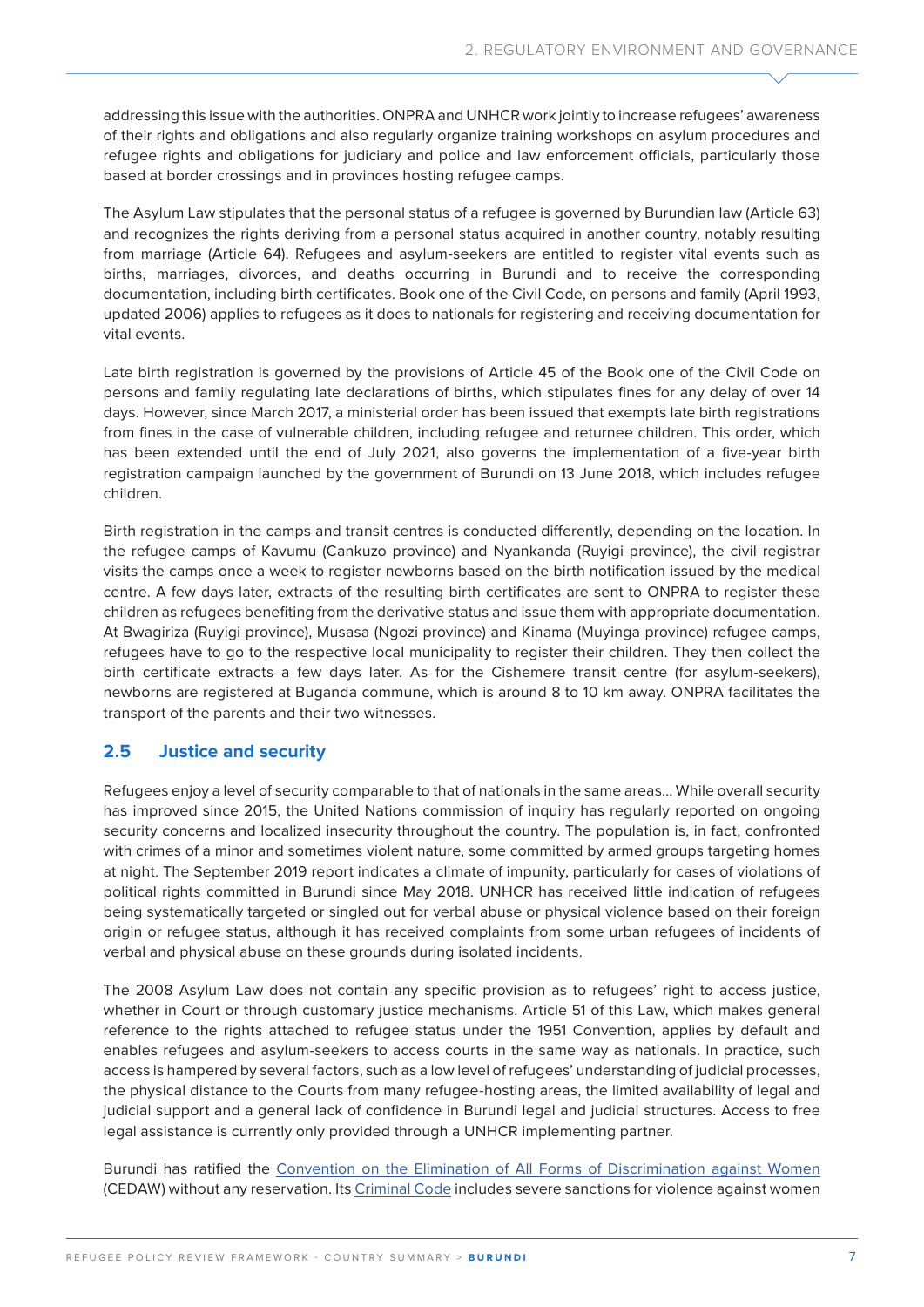addressing this issue with the authorities. ONPRA and UNHCR work jointly to increase refugees' awareness of their rights and obligations and also regularly organize training workshops on asylum procedures and refugee rights and obligations for judiciary and police and law enforcement officials, particularly those based at border crossings and in provinces hosting refugee camps.

The Asylum Law stipulates that the personal status of a refugee is governed by Burundian law (Article 63) and recognizes the rights deriving from a personal status acquired in another country, notably resulting from marriage (Article 64). Refugees and asylum-seekers are entitled to register vital events such as births, marriages, divorces, and deaths occurring in Burundi and to receive the corresponding documentation, including birth certificates. Book one of the Civil Code, on persons and family (April 1993, updated 2006) applies to refugees as it does to nationals for registering and receiving documentation for vital events.

Late birth registration is governed by the provisions of Article 45 of the Book one of the Civil Code on persons and family regulating late declarations of births, which stipulates fines for any delay of over 14 days. However, since March 2017, a ministerial order has been issued that exempts late birth registrations from fines in the case of vulnerable children, including refugee and returnee children. This order, which has been extended until the end of July 2021, also governs the implementation of a five-year birth registration campaign launched by the government of Burundi on 13 June 2018, which includes refugee children.

Birth registration in the camps and transit centres is conducted differently, depending on the location. In the refugee camps of Kavumu (Cankuzo province) and Nyankanda (Ruyigi province), the civil registrar visits the camps once a week to register newborns based on the birth notification issued by the medical centre. A few days later, extracts of the resulting birth certificates are sent to ONPRA to register these children as refugees benefiting from the derivative status and issue them with appropriate documentation. At Bwagiriza (Ruyigi province), Musasa (Ngozi province) and Kinama (Muyinga province) refugee camps, refugees have to go to the respective local municipality to register their children. They then collect the birth certificate extracts a few days later. As for the Cishemere transit centre (for asylum-seekers), newborns are registered at Buganda commune, which is around 8 to 10 km away. ONPRA facilitates the transport of the parents and their two witnesses.

## 2.5 Justice and security

Refugees enjoy a level of security comparable to that of nationals in the same areas... While overall security has improved since 2015, the United Nations commission of inquiry has regularly reported on ongoing security concerns and localized insecurity throughout the country. The population is, in fact, confronted with crimes of a minor and sometimes violent nature, some committed by armed groups targeting homes at night. The September 2019 report indicates a climate of impunity, particularly for cases of violations of political rights committed in Burundi since May 2018. UNHCR has received little indication of refugees being systematically targeted or singled out for verbal abuse or physical violence based on their foreign origin or refugee status, although it has received complaints from some urban refugees of incidents of verbal and physical abuse on these grounds during isolated incidents.

The 2008 Asylum Law does not contain any specific provision as to refugees' right to access justice, whether in Court or through customary justice mechanisms. Article 51 of this Law, which makes general reference to the rights attached to refugee status under the 1951 Convention, applies by default and enables refugees and asylum-seekers to access courts in the same way as nationals. In practice, such access is hampered by several factors, such as a low level of refugees' understanding of judicial processes, the physical distance to the Courts from many refugee-hosting areas, the limited availability of legal and judicial support and a general lack of confidence in Burundi legal and judicial structures. Access to free legal assistance is currently only provided through a UNHCR implementing partner.

Burundi has ratified the Convention on the Elimination of All Forms of Discrimination against Women (CEDAW) without any reservation. Its Criminal Code includes severe sanctions for violence against women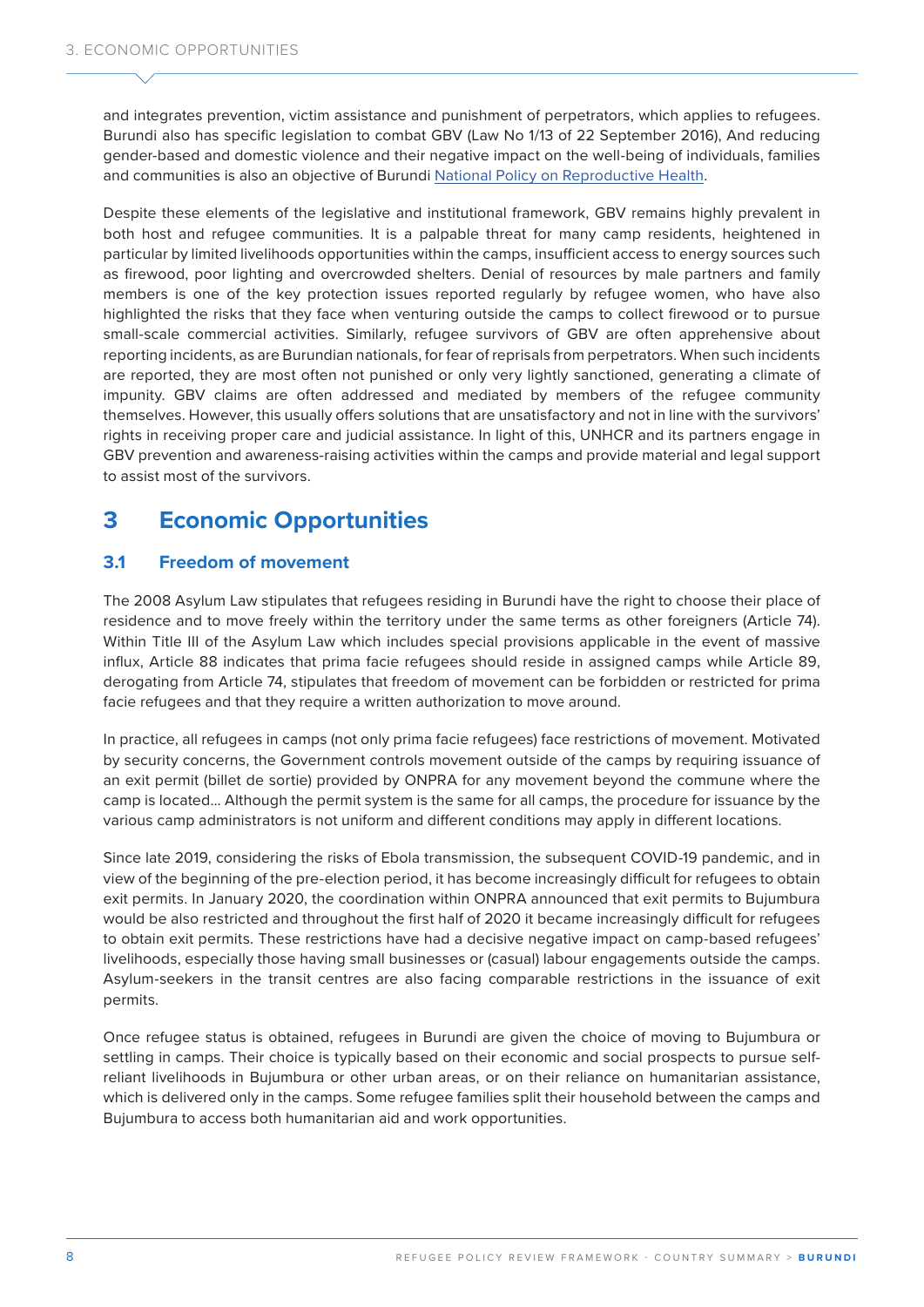and integrates prevention, victim assistance and punishment of perpetrators, which applies to refugees. Burundi also has specific legislation to combat GBV (Law No 1/13 of 22 September 2016), And reducing gender-based and domestic violence and their negative impact on the well-being of individuals, families and communities is also an objective of Burundi [National Policy on Reproductive Health](#).

Despite these elements of the legislative and institutional framework, GBV remains highly prevalent in both host and refugee communities. It is a palpable threat for many camp residents, heightened in particular by limited livelihoods opportunities within the camps, insufficient access to energy sources such as firewood, poor lighting and overcrowded shelters. Denial of resources by male partners and family members is one of the key protection issues reported regularly by refugee women, who have also highlighted the risks that they face when venturing outside the camps to collect firewood or to pursue small-scale commercial activities. Similarly, refugee survivors of GBV are often apprehensive about reporting incidents, as are Burundian nationals, for fear of reprisals from perpetrators. When such incidents are reported, they are most often not punished or only very lightly sanctioned, generating a climate of impunity. GBV claims are often addressed and mediated by members of the refugee community themselves. However, this usually offers solutions that are unsatisfactory and not in line with the survivors' rights in receiving proper care and judicial assistance. In light of this, UNHCR and its partners engage in GBV prevention and awareness-raising activities within the camps and provide material and legal support to assist most of the survivors.

# 3 Economic Opportunities

## 3.1 Freedom of movement

The 2008 Asylum Law stipulates that refugees residing in Burundi have the right to choose their place of residence and to move freely within the territory under the same terms as other foreigners (Article 74). Within Title III of the Asylum Law which includes special provisions applicable in the event of massive influx, Article 88 indicates that prima facie refugees should reside in assigned camps while Article 89, derogating from Article 74, stipulates that freedom of movement can be forbidden or restricted for prima facie refugees and that they require a written authorization to move around.

In practice, all refugees in camps (not only prima facie refugees) face restrictions of movement. Motivated by security concerns, the Government controls movement outside of the camps by requiring issuance of an exit permit (billet de sortie) provided by ONPRA for any movement beyond the commune where the camp is located… Although the permit system is the same for all camps, the procedure for issuance by the various camp administrators is not uniform and different conditions may apply in different locations.

Since late 2019, considering the risks of Ebola transmission, the subsequent COVID-19 pandemic, and in view of the beginning of the pre-election period, it has become increasingly difficult for refugees to obtain exit permits. In January 2020, the coordination within ONPRA announced that exit permits to Bujumbura would be also restricted and throughout the first half of 2020 it became increasingly difficult for refugees to obtain exit permits. These restrictions have had a decisive negative impact on camp-based refugees' livelihoods, especially those having small businesses or (casual) labour engagements outside the camps. Asylum-seekers in the transit centres are also facing comparable restrictions in the issuance of exit permits.

Once refugee status is obtained, refugees in Burundi are given the choice of moving to Bujumbura or settling in camps. Their choice is typically based on their economic and social prospects to pursue self-reliant livelihoods in Bujumbura or other urban areas, or on their reliance on humanitarian assistance, which is delivered only in the camps. Some refugee families split their household between the camps and Bujumbura to access both humanitarian aid and work opportunities.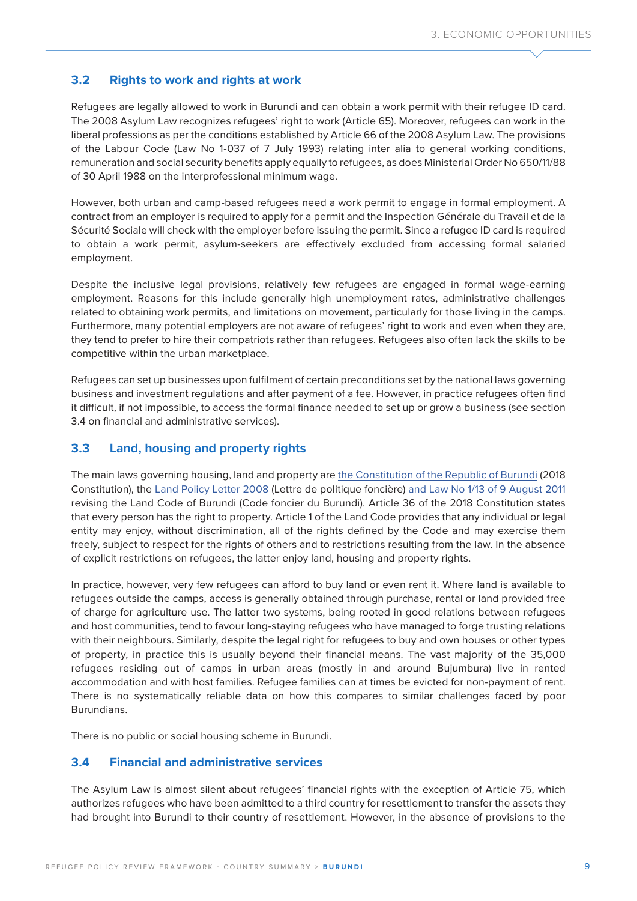## 3.2 Rights to work and rights at work

Refugees are legally allowed to work in Burundi and can obtain a work permit with their refugee ID card. The 2008 Asylum Law recognizes refugees' right to work (Article 65). Moreover, refugees can work in the liberal professions as per the conditions established by Article 66 of the 2008 Asylum Law. The provisions of the Labour Code (Law No 1-037 of 7 July 1993) relating inter alia to general working conditions, remuneration and social security benefits apply equally to refugees, as does Ministerial Order No 650/11/88 of 30 April 1988 on the interprofessional minimum wage.

However, both urban and camp-based refugees need a work permit to engage in formal employment. A contract from an employer is required to apply for a permit and the Inspection Générale du Travail et de la Sécurité Sociale will check with the employer before issuing the permit. Since a refugee ID card is required to obtain a work permit, asylum-seekers are effectively excluded from accessing formal salaried employment.

Despite the inclusive legal provisions, relatively few refugees are engaged in formal wage-earning employment. Reasons for this include generally high unemployment rates, administrative challenges related to obtaining work permits, and limitations on movement, particularly for those living in the camps. Furthermore, many potential employers are not aware of refugees' right to work and even when they are, they tend to prefer to hire their compatriots rather than refugees. Refugees also often lack the skills to be competitive within the urban marketplace.

Refugees can set up businesses upon fulfilment of certain preconditions set by the national laws governing business and investment regulations and after payment of a fee. However, in practice refugees often find it difficult, if not impossible, to access the formal finance needed to set up or grow a business (see section 3.4 on financial and administrative services).

## 3.3 Land, housing and property rights

The main laws governing housing, land and property are the Constitution of the Republic of Burundi (2018 Constitution), the Land Policy Letter 2008 (Lettre de politique foncière) and Law No 1/13 of 9 August 2011 revising the Land Code of Burundi (Code foncier du Burundi). Article 36 of the 2018 Constitution states that every person has the right to property. Article 1 of the Land Code provides that any individual or legal entity may enjoy, without discrimination, all of the rights defined by the Code and may exercise them freely, subject to respect for the rights of others and to restrictions resulting from the law. In the absence of explicit restrictions on refugees, the latter enjoy land, housing and property rights.

In practice, however, very few refugees can afford to buy land or even rent it. Where land is available to refugees outside the camps, access is generally obtained through purchase, rental or land provided free of charge for agriculture use. The latter two systems, being rooted in good relations between refugees and host communities, tend to favour long-staying refugees who have managed to forge trusting relations with their neighbours. Similarly, despite the legal right for refugees to buy and own houses or other types of property, in practice this is usually beyond their financial means. The vast majority of the 35,000 refugees residing out of camps in urban areas (mostly in and around Bujumbura) live in rented accommodation and with host families. Refugee families can at times be evicted for non-payment of rent. There is no systematically reliable data on how this compares to similar challenges faced by poor Burundians.

There is no public or social housing scheme in Burundi.

## 3.4 Financial and administrative services

The Asylum Law is almost silent about refugees' financial rights with the exception of Article 75, which authorizes refugees who have been admitted to a third country for resettlement to transfer the assets they had brought into Burundi to their country of resettlement. However, in the absence of provisions to the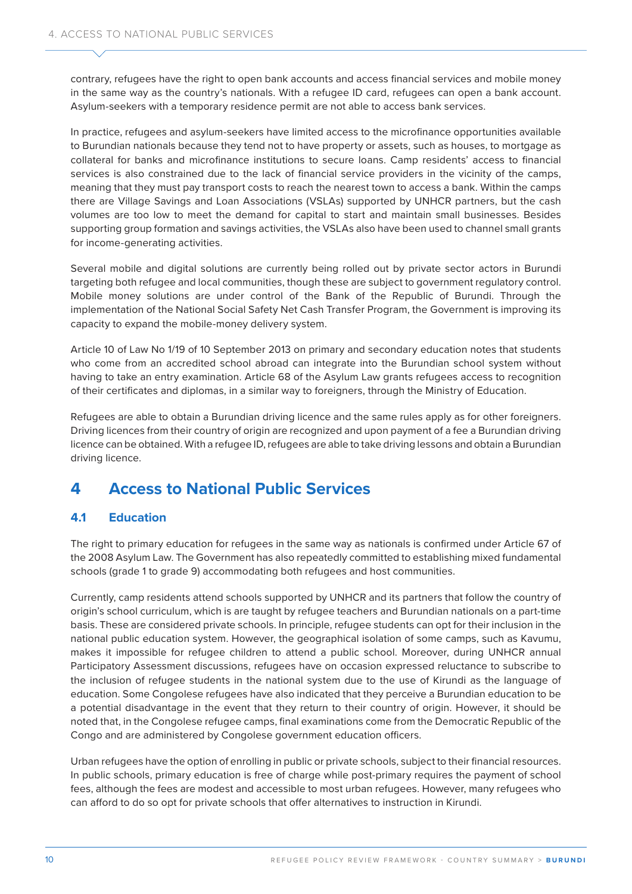contrary, refugees have the right to open bank accounts and access financial services and mobile money in the same way as the country's nationals. With a refugee ID card, refugees can open a bank account. Asylum-seekers with a temporary residence permit are not able to access bank services.

In practice, refugees and asylum-seekers have limited access to the microfinance opportunities available to Burundian nationals because they tend not to have property or assets, such as houses, to mortgage as collateral for banks and microfinance institutions to secure loans. Camp residents' access to financial services is also constrained due to the lack of financial service providers in the vicinity of the camps, meaning that they must pay transport costs to reach the nearest town to access a bank. Within the camps there are Village Savings and Loan Associations (VSLAs) supported by UNHCR partners, but the cash volumes are too low to meet the demand for capital to start and maintain small businesses. Besides supporting group formation and savings activities, the VSLAs also have been used to channel small grants for income-generating activities.

Several mobile and digital solutions are currently being rolled out by private sector actors in Burundi targeting both refugee and local communities, though these are subject to government regulatory control. Mobile money solutions are under control of the Bank of the Republic of Burundi. Through the implementation of the National Social Safety Net Cash Transfer Program, the Government is improving its capacity to expand the mobile-money delivery system.

Article 10 of Law No 1/19 of 10 September 2013 on primary and secondary education notes that students who come from an accredited school abroad can integrate into the Burundian school system without having to take an entry examination. Article 68 of the Asylum Law grants refugees access to recognition of their certificates and diplomas, in a similar way to foreigners, through the Ministry of Education.

Refugees are able to obtain a Burundian driving licence and the same rules apply as for other foreigners. Driving licences from their country of origin are recognized and upon payment of a fee a Burundian driving licence can be obtained. With a refugee ID, refugees are able to take driving lessons and obtain a Burundian driving licence.

# 4 Access to National Public Services

## 4.1 Education

The right to primary education for refugees in the same way as nationals is confirmed under Article 67 of the 2008 Asylum Law. The Government has also repeatedly committed to establishing mixed fundamental schools (grade 1 to grade 9) accommodating both refugees and host communities.

Currently, camp residents attend schools supported by UNHCR and its partners that follow the country of origin's school curriculum, which is are taught by refugee teachers and Burundian nationals on a part-time basis. These are considered private schools. In principle, refugee students can opt for their inclusion in the national public education system. However, the geographical isolation of some camps, such as Kavumu, makes it impossible for refugee children to attend a public school. Moreover, during UNHCR annual Participatory Assessment discussions, refugees have on occasion expressed reluctance to subscribe to the inclusion of refugee students in the national system due to the use of Kirundi as the language of education. Some Congolese refugees have also indicated that they perceive a Burundian education to be a potential disadvantage in the event that they return to their country of origin. However, it should be noted that, in the Congolese refugee camps, final examinations come from the Democratic Republic of the Congo and are administered by Congolese government education officers.

Urban refugees have the option of enrolling in public or private schools, subject to their financial resources. In public schools, primary education is free of charge while post-primary requires the payment of school fees, although the fees are modest and accessible to most urban refugees. However, many refugees who can afford to do so opt for private schools that offer alternatives to instruction in Kirundi.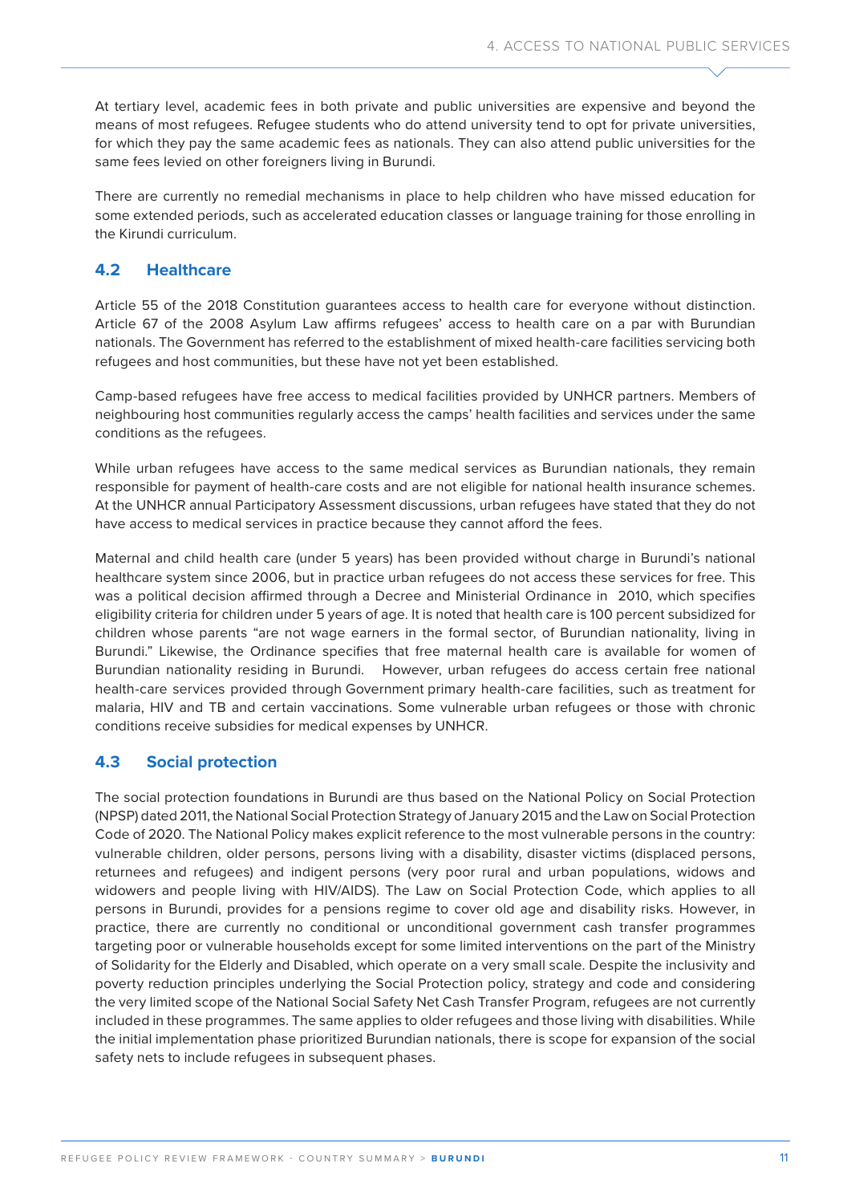At tertiary level, academic fees in both private and public universities are expensive and beyond the means of most refugees. Refugee students who do attend university tend to opt for private universities, for which they pay the same academic fees as nationals. They can also attend public universities for the same fees levied on other foreigners living in Burundi.

There are currently no remedial mechanisms in place to help children who have missed education for some extended periods, such as accelerated education classes or language training for those enrolling in the Kirundi curriculum.

## 4.2 Healthcare

Article 55 of the 2018 Constitution guarantees access to health care for everyone without distinction. Article 67 of the 2008 Asylum Law affirms refugees' access to health care on a par with Burundian nationals. The Government has referred to the establishment of mixed health-care facilities servicing both refugees and host communities, but these have not yet been established.

Camp-based refugees have free access to medical facilities provided by UNHCR partners. Members of neighbouring host communities regularly access the camps' health facilities and services under the same conditions as the refugees.

While urban refugees have access to the same medical services as Burundian nationals, they remain responsible for payment of health-care costs and are not eligible for national health insurance schemes. At the UNHCR annual Participatory Assessment discussions, urban refugees have stated that they do not have access to medical services in practice because they cannot afford the fees.

Maternal and child health care (under 5 years) has been provided without charge in Burundi's national healthcare system since 2006, but in practice urban refugees do not access these services for free. This was a political decision affirmed through a Decree and Ministerial Ordinance in 2010, which specifies eligibility criteria for children under 5 years of age. It is noted that health care is 100 percent subsidized for children whose parents "are not wage earners in the formal sector, of Burundian nationality, living in Burundi." Likewise, the Ordinance specifies that free maternal health care is available for women of Burundian nationality residing in Burundi. However, urban refugees do access certain free national health-care services provided through Government primary health-care facilities, such as treatment for malaria, HIV and TB and certain vaccinations. Some vulnerable urban refugees or those with chronic conditions receive subsidies for medical expenses by UNHCR.

## 4.3 Social protection

The social protection foundations in Burundi are thus based on the National Policy on Social Protection (NPSP) dated 2011, the National Social Protection Strategy of January 2015 and the Law on Social Protection Code of 2020. The National Policy makes explicit reference to the most vulnerable persons in the country: vulnerable children, older persons, persons living with a disability, disaster victims (displaced persons, returnees and refugees) and indigent persons (very poor rural and urban populations, widows and widowers and people living with HIV/AIDS). The Law on Social Protection Code, which applies to all persons in Burundi, provides for a pensions regime to cover old age and disability risks. However, in practice, there are currently no conditional or unconditional government cash transfer programmes targeting poor or vulnerable households except for some limited interventions on the part of the Ministry of Solidarity for the Elderly and Disabled, which operate on a very small scale. Despite the inclusivity and poverty reduction principles underlying the Social Protection policy, strategy and code and considering the very limited scope of the National Social Safety Net Cash Transfer Program, refugees are not currently included in these programmes. The same applies to older refugees and those living with disabilities. While the initial implementation phase prioritized Burundian nationals, there is scope for expansion of the social safety nets to include refugees in subsequent phases.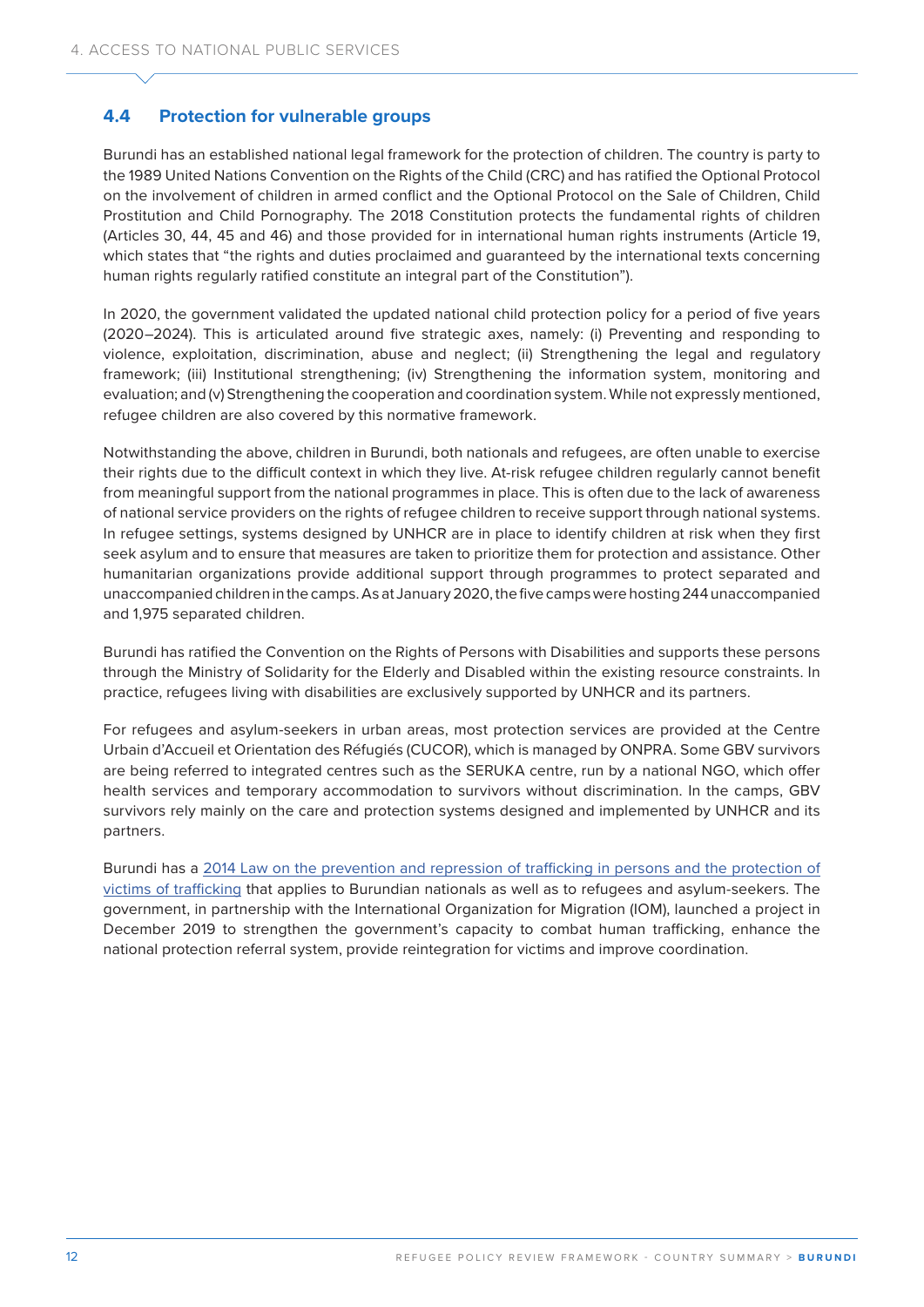## 4.4 Protection for vulnerable groups

Burundi has an established national legal framework for the protection of children. The country is party to the 1989 United Nations Convention on the Rights of the Child (CRC) and has ratified the Optional Protocol on the involvement of children in armed conflict and the Optional Protocol on the Sale of Children, Child Prostitution and Child Pornography. The 2018 Constitution protects the fundamental rights of children (Articles 30, 44, 45 and 46) and those provided for in international human rights instruments (Article 19, which states that "the rights and duties proclaimed and guaranteed by the international texts concerning human rights regularly ratified constitute an integral part of the Constitution").

In 2020, the government validated the updated national child protection policy for a period of five years (2020–2024). This is articulated around five strategic axes, namely: (i) Preventing and responding to violence, exploitation, discrimination, abuse and neglect; (ii) Strengthening the legal and regulatory framework; (iii) Institutional strengthening; (iv) Strengthening the information system, monitoring and evaluation; and (v) Strengthening the cooperation and coordination system. While not expressly mentioned, refugee children are also covered by this normative framework.

Notwithstanding the above, children in Burundi, both nationals and refugees, are often unable to exercise their rights due to the difficult context in which they live. At-risk refugee children regularly cannot benefit from meaningful support from the national programmes in place. This is often due to the lack of awareness of national service providers on the rights of refugee children to receive support through national systems. In refugee settings, systems designed by UNHCR are in place to identify children at risk when they first seek asylum and to ensure that measures are taken to prioritize them for protection and assistance. Other humanitarian organizations provide additional support through programmes to protect separated and unaccompanied children in the camps. As at January 2020, the five camps were hosting 244 unaccompanied and 1,975 separated children.

Burundi has ratified the Convention on the Rights of Persons with Disabilities and supports these persons through the Ministry of Solidarity for the Elderly and Disabled within the existing resource constraints. In practice, refugees living with disabilities are exclusively supported by UNHCR and its partners.

For refugees and asylum-seekers in urban areas, most protection services are provided at the Centre Urbain d'Accueil et Orientation des Réfugiés (CUCOR), which is managed by ONPRA. Some GBV survivors are being referred to integrated centres such as the SERUKA centre, run by a national NGO, which offer health services and temporary accommodation to survivors without discrimination. In the camps, GBV survivors rely mainly on the care and protection systems designed and implemented by UNHCR and its partners.

Burundi has a 2014 Law on the prevention and repression of trafficking in persons and the protection of victims of trafficking that applies to Burundian nationals as well as to refugees and asylum-seekers. The government, in partnership with the International Organization for Migration (IOM), launched a project in December 2019 to strengthen the government's capacity to combat human trafficking, enhance the national protection referral system, provide reintegration for victims and improve coordination.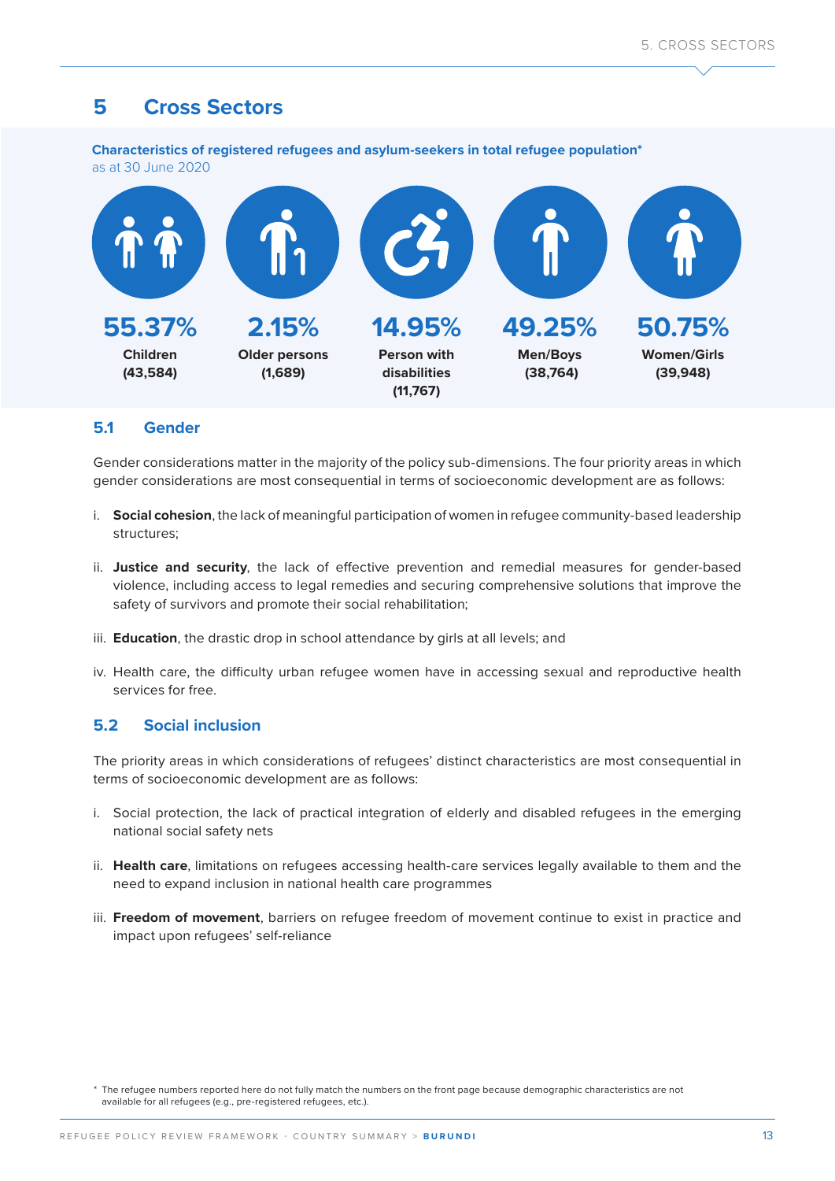# 5 Cross Sectors

**Characteristics of registered refugees and asylum-seekers in total refugee population***
as at 30 June 2020

| 55.37% | 2.15% | 14.95% | 49.25% | 50.75% |
|---|---|---|---|---|
| **Children (43,584)** | **Older persons (1,689)** | **Person with disabilities (11,767)** | **Men/Boys (38,764)** | **Women/Girls (39,948)** |

## 5.1 Gender

Gender considerations matter in the majority of the policy sub-dimensions. The four priority areas in which gender considerations are most consequential in terms of socioeconomic development are as follows:

i. **Social cohesion**, the lack of meaningful participation of women in refugee community-based leadership structures;

ii. **Justice and security**, the lack of effective prevention and remedial measures for gender-based violence, including access to legal remedies and securing comprehensive solutions that improve the safety of survivors and promote their social rehabilitation;

iii. **Education**, the drastic drop in school attendance by girls at all levels; and

iv. Health care, the difficulty urban refugee women have in accessing sexual and reproductive health services for free.

## 5.2 Social inclusion

The priority areas in which considerations of refugees' distinct characteristics are most consequential in terms of socioeconomic development are as follows:

i. Social protection, the lack of practical integration of elderly and disabled refugees in the emerging national social safety nets

ii. **Health care**, limitations on refugees accessing health-care services legally available to them and the need to expand inclusion in national health care programmes

iii. **Freedom of movement**, barriers on refugee freedom of movement continue to exist in practice and impact upon refugees' self-reliance

\* The refugee numbers reported here do not fully match the numbers on the front page because demographic characteristics are not available for all refugees (e.g., pre-registered refugees, etc.).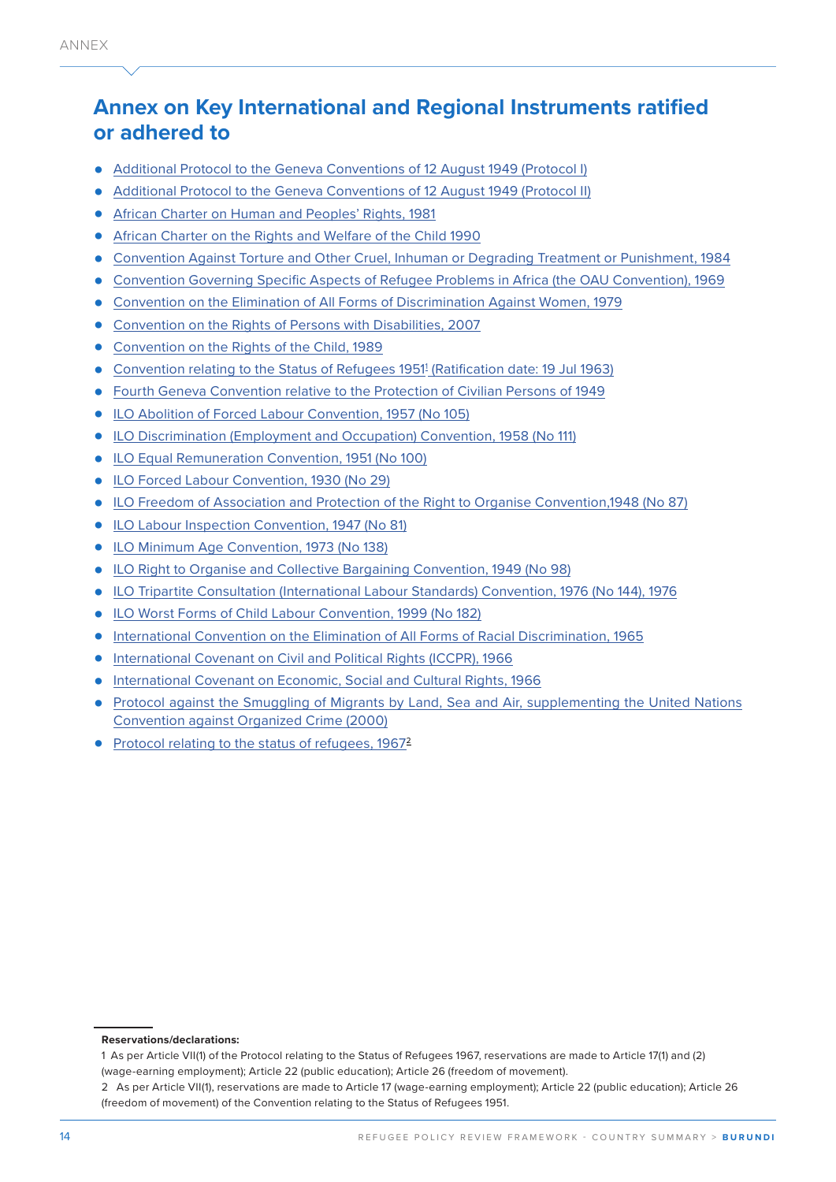# Annex on Key International and Regional Instruments ratified or adhered to

- Additional Protocol to the Geneva Conventions of 12 August 1949 (Protocol I)
- Additional Protocol to the Geneva Conventions of 12 August 1949 (Protocol II)
- African Charter on Human and Peoples' Rights, 1981
- African Charter on the Rights and Welfare of the Child 1990
- Convention Against Torture and Other Cruel, Inhuman or Degrading Treatment or Punishment, 1984
- Convention Governing Specific Aspects of Refugee Problems in Africa (the OAU Convention), 1969
- Convention on the Elimination of All Forms of Discrimination Against Women, 1979
- Convention on the Rights of Persons with Disabilities, 2007
- Convention on the Rights of the Child, 1989
- Convention relating to the Status of Refugees 1951[1] (Ratification date: 19 Jul 1963)
- Fourth Geneva Convention relative to the Protection of Civilian Persons of 1949
- ILO Abolition of Forced Labour Convention, 1957 (No 105)
- ILO Discrimination (Employment and Occupation) Convention, 1958 (No 111)
- ILO Equal Remuneration Convention, 1951 (No 100)
- ILO Forced Labour Convention, 1930 (No 29)
- ILO Freedom of Association and Protection of the Right to Organise Convention,1948 (No 87)
- ILO Labour Inspection Convention, 1947 (No 81)
- ILO Minimum Age Convention, 1973 (No 138)
- ILO Right to Organise and Collective Bargaining Convention, 1949 (No 98)
- ILO Tripartite Consultation (International Labour Standards) Convention, 1976 (No 144), 1976
- ILO Worst Forms of Child Labour Convention, 1999 (No 182)
- International Convention on the Elimination of All Forms of Racial Discrimination, 1965
- International Covenant on Civil and Political Rights (ICCPR), 1966
- International Covenant on Economic, Social and Cultural Rights, 1966
- Protocol against the Smuggling of Migrants by Land, Sea and Air, supplementing the United Nations Convention against Organized Crime (2000)
- Protocol relating to the status of refugees, 1967[2]

**Reservations/declarations:**

1 As per Article VII(1) of the Protocol relating to the Status of Refugees 1967, reservations are made to Article 17(1) and (2) (wage-earning employment); Article 22 (public education); Article 26 (freedom of movement).

2 As per Article VII(1), reservations are made to Article 17 (wage-earning employment); Article 22 (public education); Article 26 (freedom of movement) of the Convention relating to the Status of Refugees 1951.